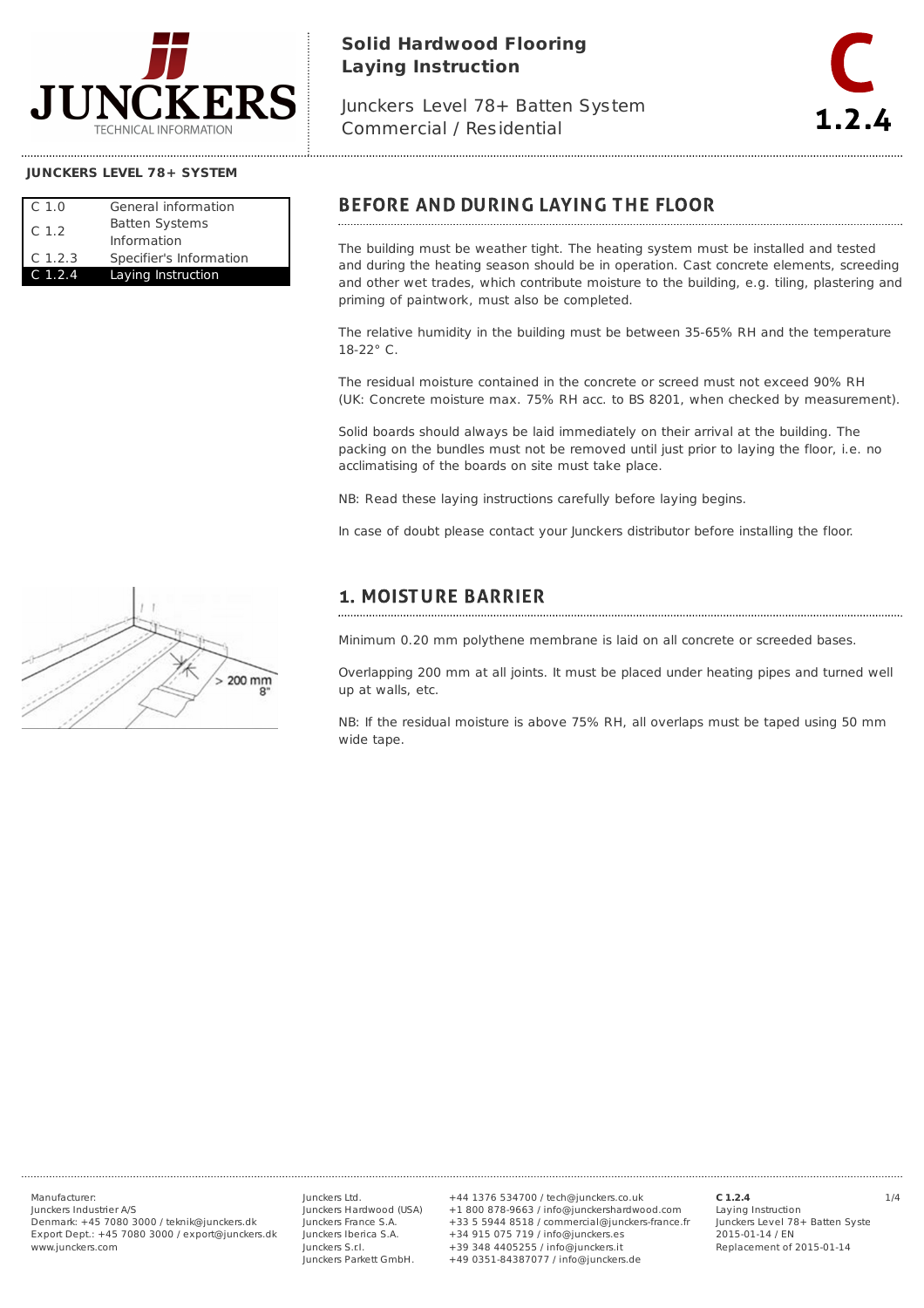# Solid Hardwood Flooring Laying Instruction

Junckers Level 78+ Batten System
Commercial / Residential

**C 1.2.4**

**JUNCKERS LEVEL 78+ SYSTEM**

| | |
|---|---|
| C 1.0 | General information |
| C 1.2 | Batten Systems Information |
| C 1.2.3 | Specifier's Information |
| C 1.2.4 | Laying Instruction |

## BEFORE AND DURING LAYING THE FLOOR

The building must be weather tight. The heating system must be installed and tested and during the heating season should be in operation. Cast concrete elements, screeding and other wet trades, which contribute moisture to the building, e.g. tiling, plastering and priming of paintwork, must also be completed.

The relative humidity in the building must be between 35-65% RH and the temperature 18-22° C.

The residual moisture contained in the concrete or screed must not exceed 90% RH (UK: Concrete moisture max. 75% RH acc. to BS 8201, when checked by measurement).

Solid boards should always be laid immediately on their arrival at the building. The packing on the bundles must not be removed until just prior to laying the floor, i.e. no acclimatising of the boards on site must take place.

NB: Read these laying instructions carefully before laying begins.

In case of doubt please contact your Junckers distributor before installing the floor.

## 1. MOISTURE BARRIER

Minimum 0.20 mm polythene membrane is laid on all concrete or screeded bases.

Overlapping 200 mm at all joints. It must be placed under heating pipes and turned well up at walls, etc.

NB: If the residual moisture is above 75% RH, all overlaps must be taped using 50 mm wide tape.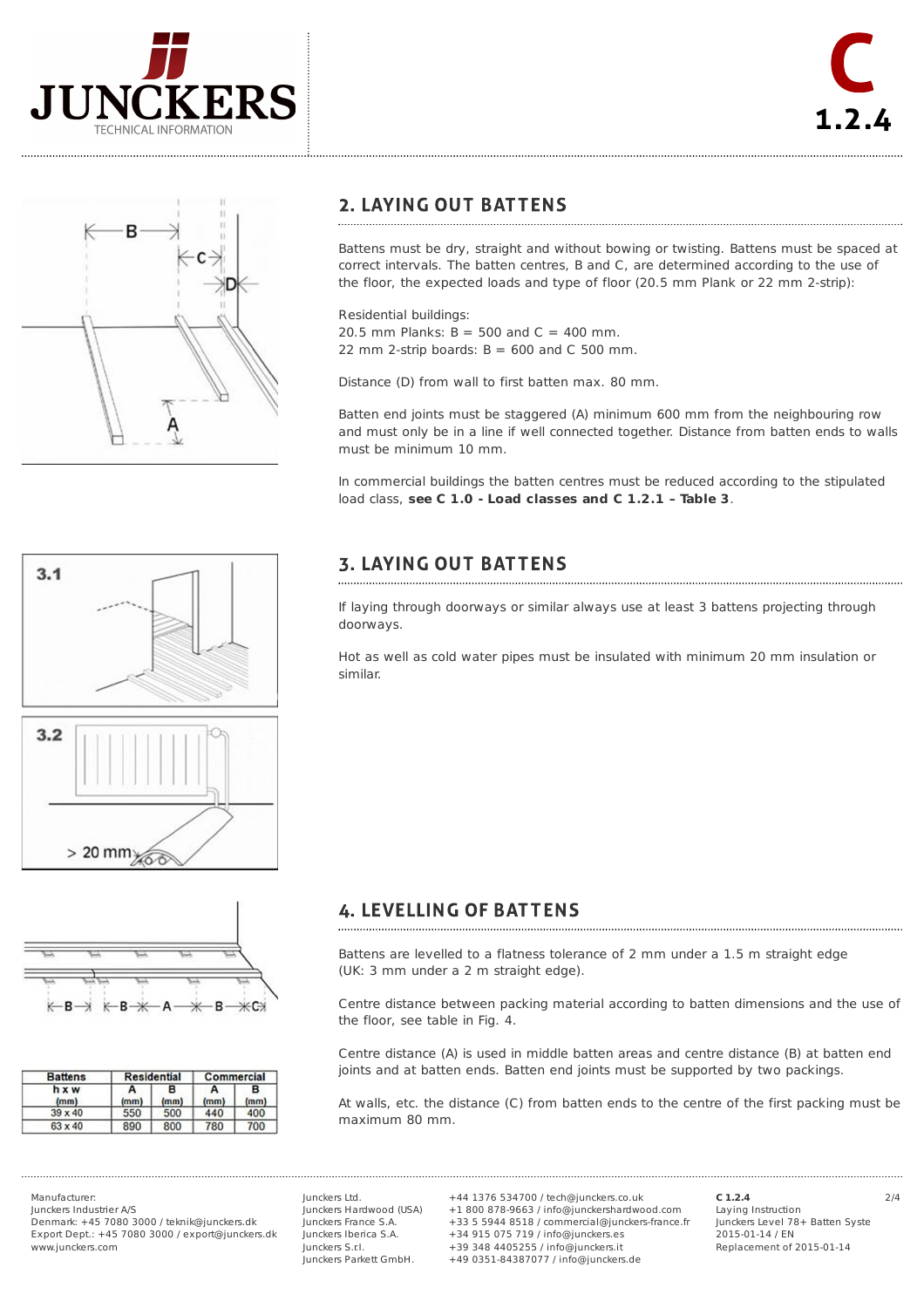## 2. LAYING OUT BATTENS

Battens must be dry, straight and without bowing or twisting. Battens must be spaced at correct intervals. The batten centres, B and C, are determined according to the use of the floor, the expected loads and type of floor (20.5 mm Plank or 22 mm 2-strip):

Residential buildings:
20.5 mm Planks: B = 500 and C = 400 mm.
22 mm 2-strip boards: B = 600 and C 500 mm.

Distance (D) from wall to first batten max. 80 mm.

Batten end joints must be staggered (A) minimum 600 mm from the neighbouring row and must only be in a line if well connected together. Distance from batten ends to walls must be minimum 10 mm.

In commercial buildings the batten centres must be reduced according to the stipulated load class, **see C 1.0 - Load classes and C 1.2.1 – Table 3**.

## 3. LAYING OUT BATTENS

If laying through doorways or similar always use at least 3 battens projecting through doorways.

Hot as well as cold water pipes must be insulated with minimum 20 mm insulation or similar.

## 4. LEVELLING OF BATTENS

Battens are levelled to a flatness tolerance of 2 mm under a 1.5 m straight edge (UK: 3 mm under a 2 m straight edge).

Centre distance between packing material according to batten dimensions and the use of the floor, see table in Fig. 4.

Centre distance (A) is used in middle batten areas and centre distance (B) at batten end joints and at batten ends. Batten end joints must be supported by two packings.

At walls, etc. the distance (C) from batten ends to the centre of the first packing must be maximum 80 mm.

| Battens | Residential | | Commercial | |
|---|---|---|---|---|
| h x w (mm) | A (mm) | B (mm) | A (mm) | B (mm) |
| 39 x 40 | 550 | 500 | 440 | 400 |
| 63 x 40 | 890 | 800 | 780 | 700 |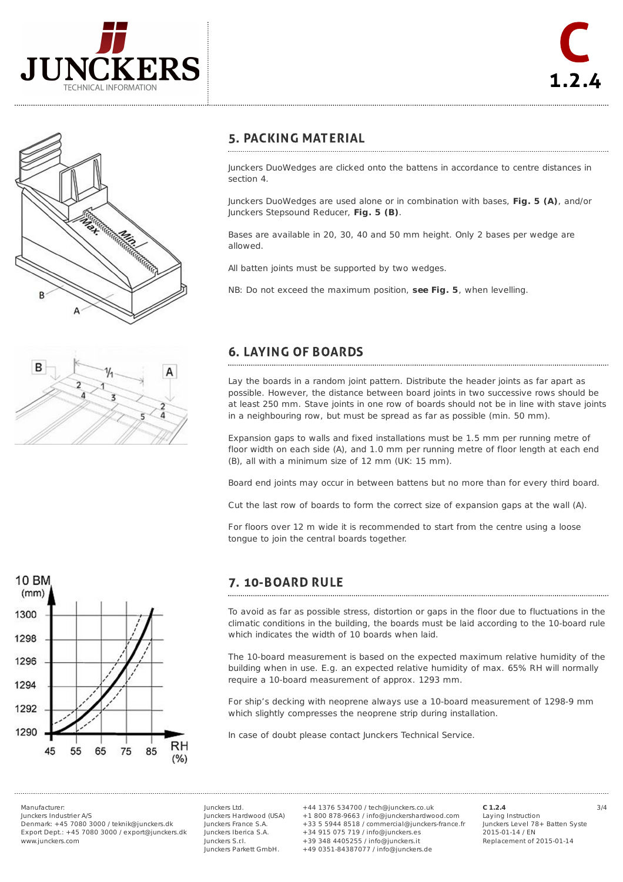## 5. PACKING MATERIAL

Junckers DuoWedges are clicked onto the battens in accordance to centre distances in section 4.

Junckers DuoWedges are used alone or in combination with bases, **Fig. 5 (A)**, and/or Junckers Stepsound Reducer, **Fig. 5 (B)**.

Bases are available in 20, 30, 40 and 50 mm height. Only 2 bases per wedge are allowed.

All batten joints must be supported by two wedges.

NB: Do not exceed the maximum position, **see Fig. 5**, when levelling.

## 6. LAYING OF BOARDS

Lay the boards in a random joint pattern. Distribute the header joints as far apart as possible. However, the distance between board joints in two successive rows should be at least 250 mm. Stave joints in one row of boards should not be in line with stave joints in a neighbouring row, but must be spread as far as possible (min. 50 mm).

Expansion gaps to walls and fixed installations must be 1.5 mm per running metre of floor width on each side (A), and 1.0 mm per running metre of floor length at each end (B), all with a minimum size of 12 mm (UK: 15 mm).

Board end joints may occur in between battens but no more than for every third board.

Cut the last row of boards to form the correct size of expansion gaps at the wall (A).

For floors over 12 m wide it is recommended to start from the centre using a loose tongue to join the central boards together.

## 7. 10-BOARD RULE

To avoid as far as possible stress, distortion or gaps in the floor due to fluctuations in the climatic conditions in the building, the boards must be laid according to the 10-board rule which indicates the width of 10 boards when laid.

The 10-board measurement is based on the expected maximum relative humidity of the building when in use. E.g. an expected relative humidity of max. 65% RH will normally require a 10-board measurement of approx. 1293 mm.

For ship's decking with neoprene always use a 10-board measurement of 1298-9 mm which slightly compresses the neoprene strip during installation.

In case of doubt please contact Junckers Technical Service.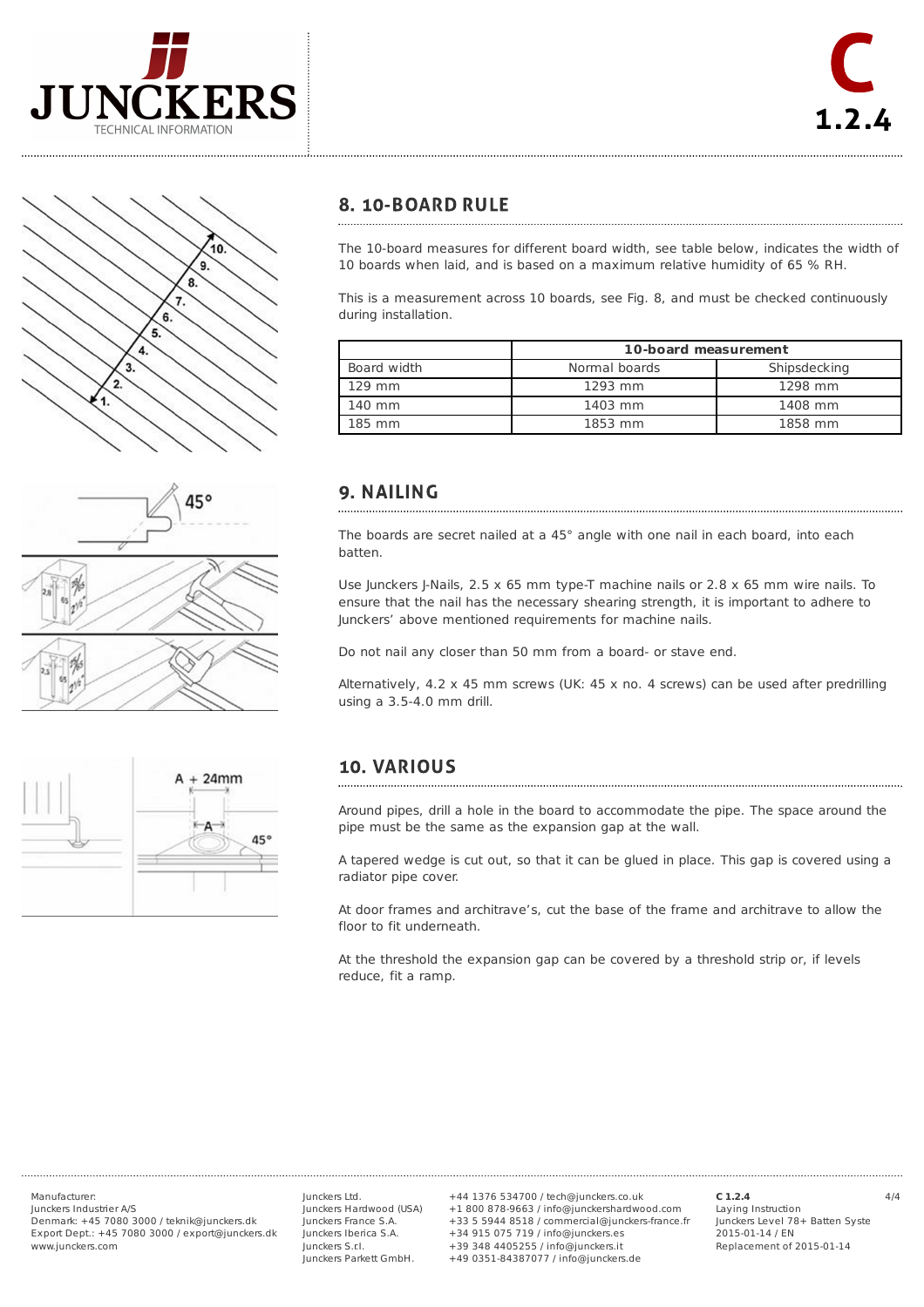## 8. 10-BOARD RULE

The 10-board measures for different board width, see table below, indicates the width of 10 boards when laid, and is based on a maximum relative humidity of 65 % RH.

This is a measurement across 10 boards, see Fig. 8, and must be checked continuously during installation.

| | 10-board measurement | |
|---|---|---|
| Board width | Normal boards | Shipsdecking |
| 129 mm | 1293 mm | 1298 mm |
| 140 mm | 1403 mm | 1408 mm |
| 185 mm | 1853 mm | 1858 mm |

## 9. NAILING

The boards are secret nailed at a 45° angle with one nail in each board, into each batten.

Use Junckers J-Nails, 2.5 x 65 mm type-T machine nails or 2.8 x 65 mm wire nails. To ensure that the nail has the necessary shearing strength, it is important to adhere to Junckers' above mentioned requirements for machine nails.

Do not nail any closer than 50 mm from a board- or stave end.

Alternatively, 4.2 x 45 mm screws (UK: 45 x no. 4 screws) can be used after predrilling using a 3.5-4.0 mm drill.

## 10. VARIOUS

Around pipes, drill a hole in the board to accommodate the pipe. The space around the pipe must be the same as the expansion gap at the wall.

A tapered wedge is cut out, so that it can be glued in place. This gap is covered using a radiator pipe cover.

At door frames and architrave's, cut the base of the frame and architrave to allow the floor to fit underneath.

At the threshold the expansion gap can be covered by a threshold strip or, if levels reduce, fit a ramp.